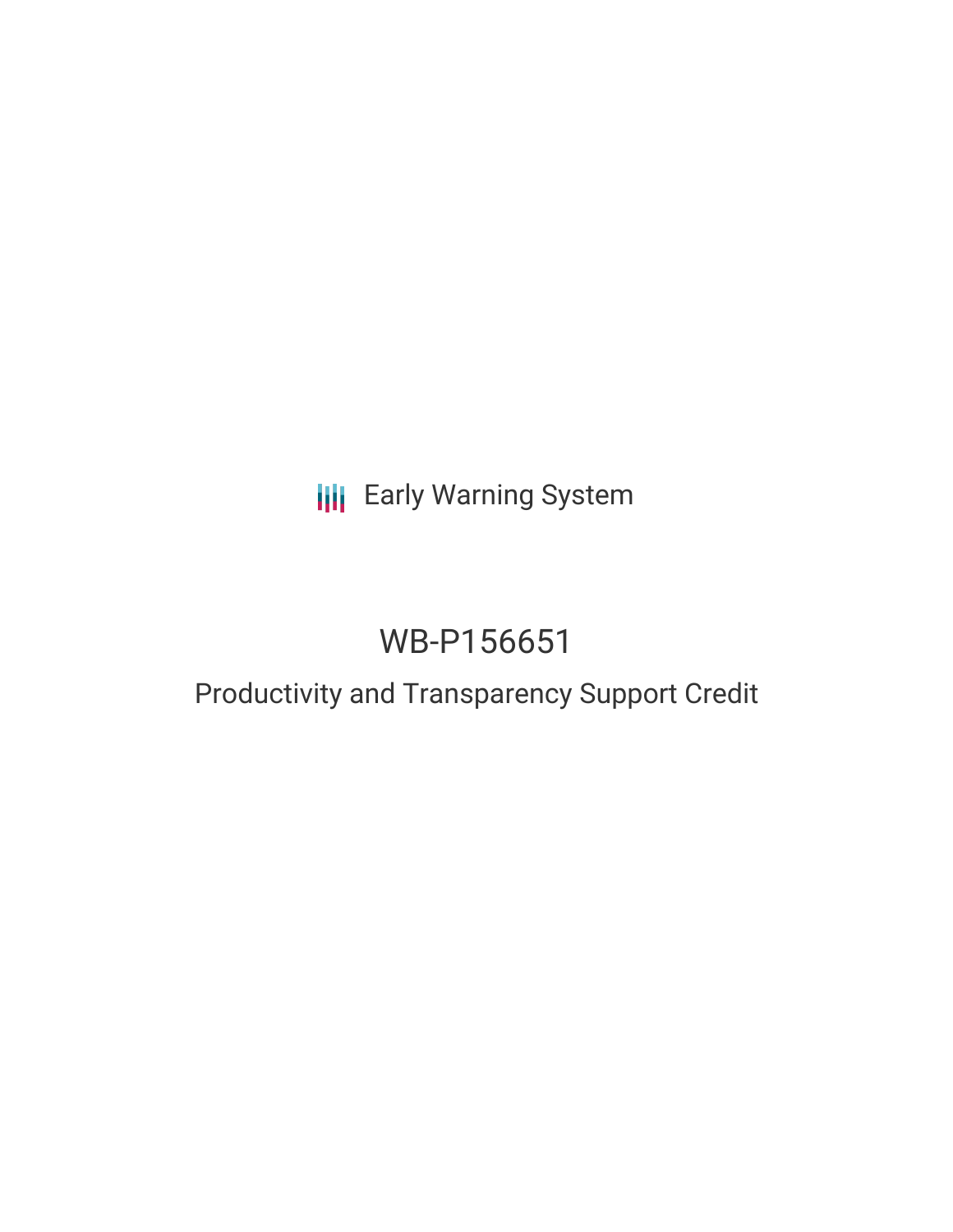Early Warning System

# WB-P156651

## Productivity and Transparency Support Credit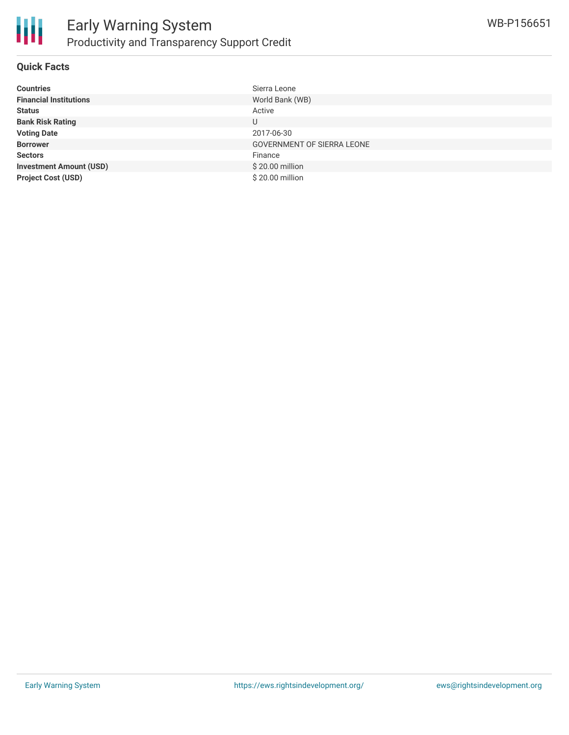## Quick Facts

| | |
|---|---|
| **Countries** | Sierra Leone |
| **Financial Institutions** | World Bank (WB) |
| **Status** | Active |
| **Bank Risk Rating** | U |
| **Voting Date** | 2017-06-30 |
| **Borrower** | GOVERNMENT OF SIERRA LEONE |
| **Sectors** | Finance |
| **Investment Amount (USD)** | $ 20.00 million |
| **Project Cost (USD)** | $ 20.00 million |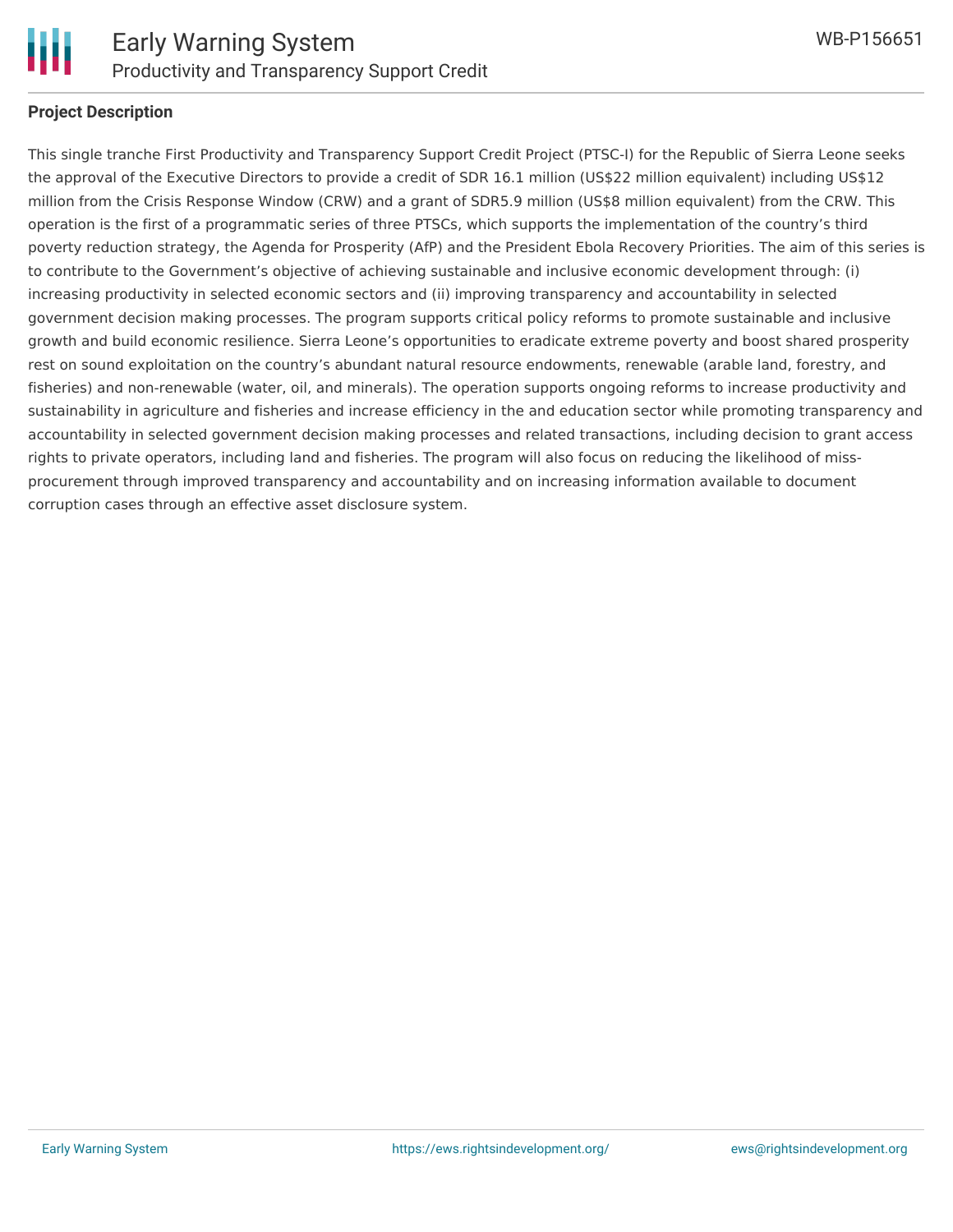## Project Description

This single tranche First Productivity and Transparency Support Credit Project (PTSC-I) for the Republic of Sierra Leone seeks the approval of the Executive Directors to provide a credit of SDR 16.1 million (US$22 million equivalent) including US$12 million from the Crisis Response Window (CRW) and a grant of SDR5.9 million (US$8 million equivalent) from the CRW. This operation is the first of a programmatic series of three PTSCs, which supports the implementation of the country's third poverty reduction strategy, the Agenda for Prosperity (AfP) and the President Ebola Recovery Priorities. The aim of this series is to contribute to the Government's objective of achieving sustainable and inclusive economic development through: (i) increasing productivity in selected economic sectors and (ii) improving transparency and accountability in selected government decision making processes. The program supports critical policy reforms to promote sustainable and inclusive growth and build economic resilience. Sierra Leone's opportunities to eradicate extreme poverty and boost shared prosperity rest on sound exploitation on the country's abundant natural resource endowments, renewable (arable land, forestry, and fisheries) and non-renewable (water, oil, and minerals). The operation supports ongoing reforms to increase productivity and sustainability in agriculture and fisheries and increase efficiency in the and education sector while promoting transparency and accountability in selected government decision making processes and related transactions, including decision to grant access rights to private operators, including land and fisheries. The program will also focus on reducing the likelihood of miss-procurement through improved transparency and accountability and on increasing information available to document corruption cases through an effective asset disclosure system.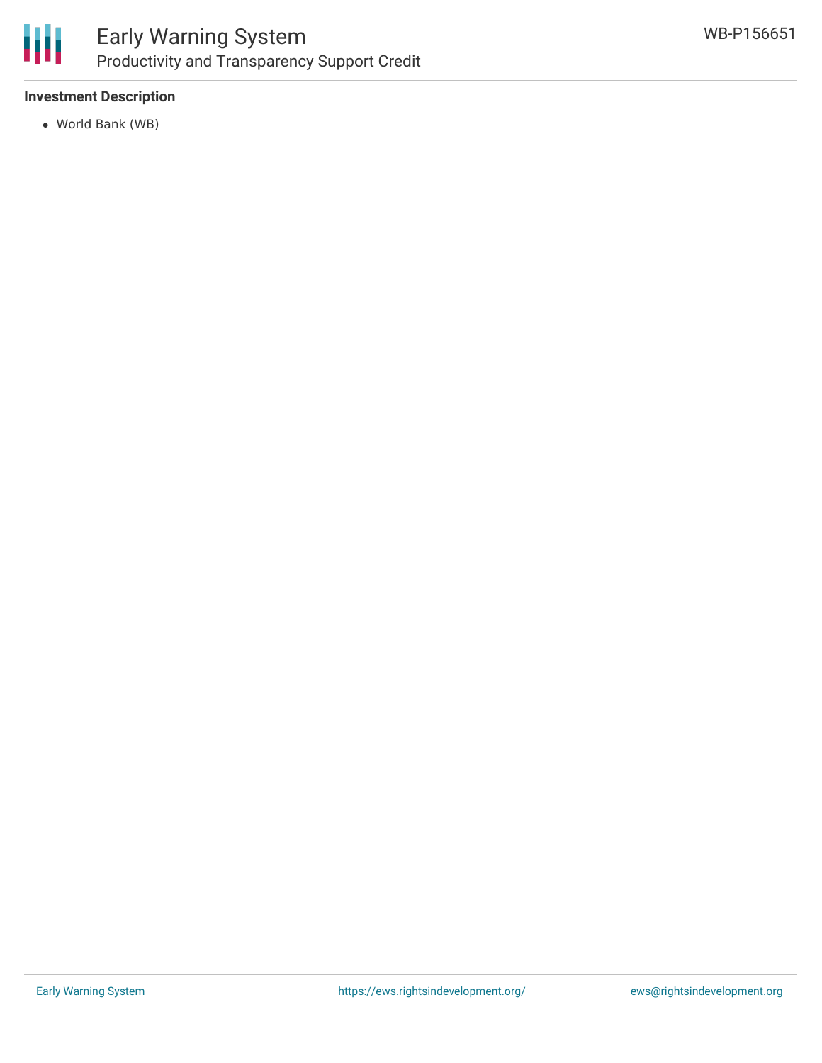### Investment Description

- World Bank (WB)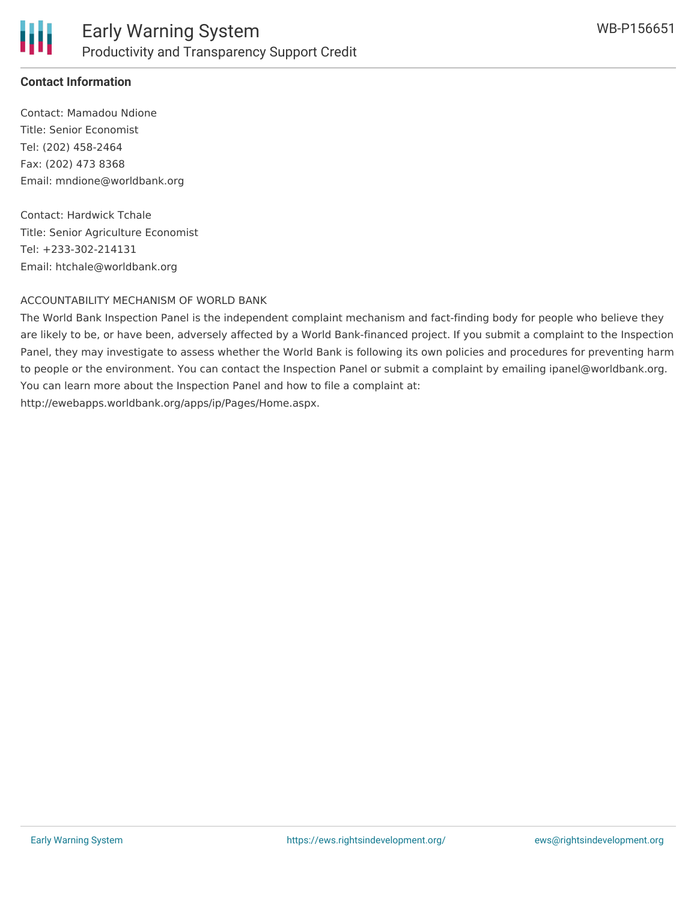**Contact Information**

Contact: Mamadou Ndione
Title: Senior Economist
Tel: (202) 458-2464
Fax: (202) 473 8368
Email: mndione@worldbank.org

Contact: Hardwick Tchale
Title: Senior Agriculture Economist
Tel: +233-302-214131
Email: htchale@worldbank.org

ACCOUNTABILITY MECHANISM OF WORLD BANK

The World Bank Inspection Panel is the independent complaint mechanism and fact-finding body for people who believe they are likely to be, or have been, adversely affected by a World Bank-financed project. If you submit a complaint to the Inspection Panel, they may investigate to assess whether the World Bank is following its own policies and procedures for preventing harm to people or the environment. You can contact the Inspection Panel or submit a complaint by emailing ipanel@worldbank.org. You can learn more about the Inspection Panel and how to file a complaint at: http://ewebapps.worldbank.org/apps/ip/Pages/Home.aspx.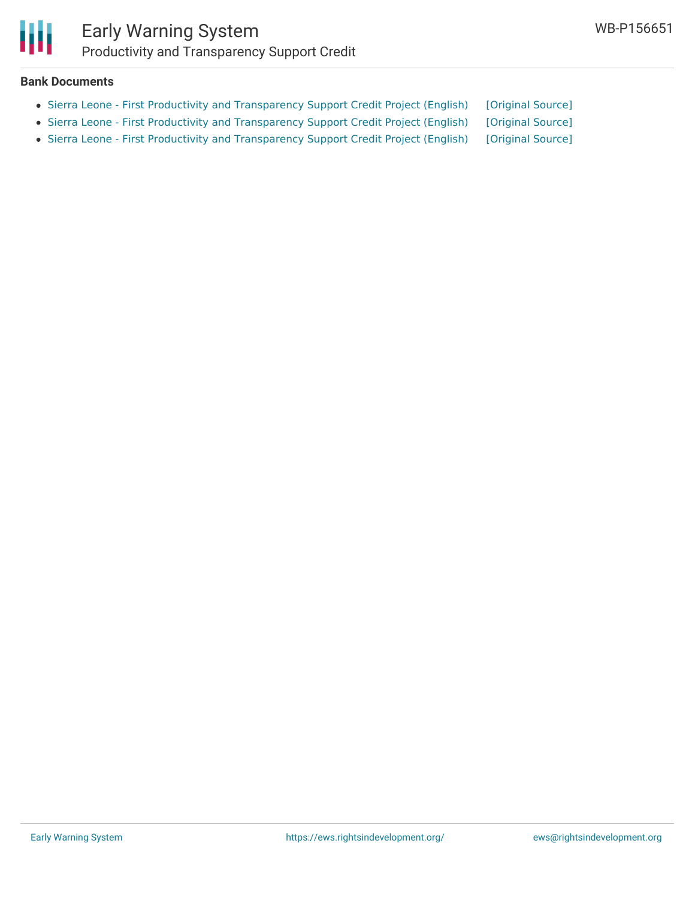### Bank Documents

- Sierra Leone - First Productivity and Transparency Support Credit Project (English) [Original Source]
- Sierra Leone - First Productivity and Transparency Support Credit Project (English) [Original Source]
- Sierra Leone - First Productivity and Transparency Support Credit Project (English) [Original Source]